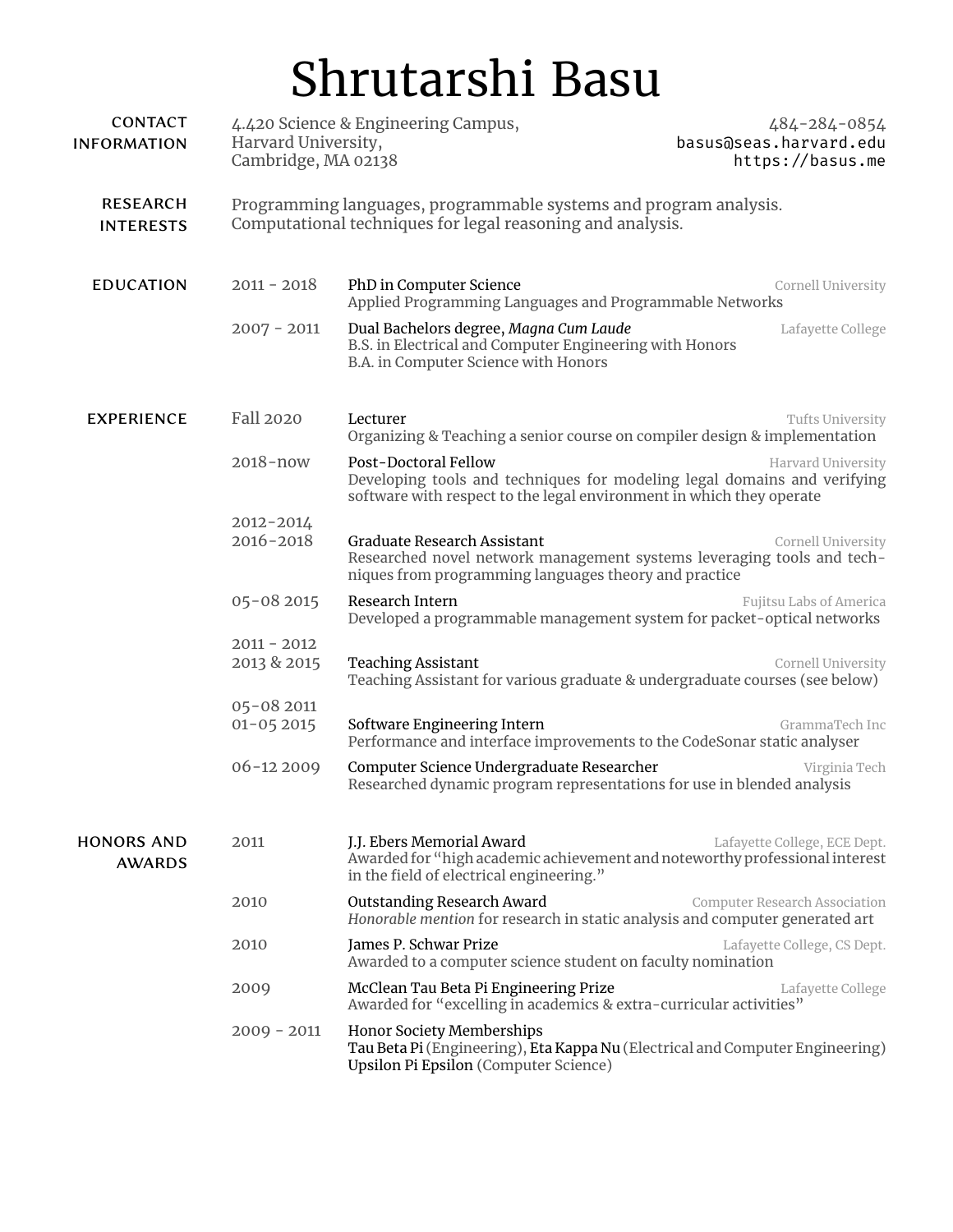# Shrutarshi Basu

## Contact Information

4.420 Science & Engineering Campus,
Harvard University,
Cambridge, MA 02138

484-284-0854
basus@seas.harvard.edu
https://basus.me

## Research Interests

Programming languages, programmable systems and program analysis.
Computational techniques for legal reasoning and analysis.

## Education

**2011 - 2018** — PhD in Computer Science — Cornell University
Applied Programming Languages and Programmable Networks

**2007 - 2011** — Dual Bachelors degree, *Magna Cum Laude* — Lafayette College
B.S. in Electrical and Computer Engineering with Honors
B.A. in Computer Science with Honors

## Experience

**Fall 2020** — Lecturer — Tufts University
Organizing & Teaching a senior course on compiler design & implementation

**2018-now** — Post-Doctoral Fellow — Harvard University
Developing tools and techniques for modeling legal domains and verifying software with respect to the legal environment in which they operate

**2012-2014, 2016-2018** — Graduate Research Assistant — Cornell University
Researched novel network management systems leveraging tools and techniques from programming languages theory and practice

**05-08 2015** — Research Intern — Fujitsu Labs of America
Developed a programmable management system for packet-optical networks

**2011 - 2012, 2013 & 2015** — Teaching Assistant — Cornell University
Teaching Assistant for various graduate & undergraduate courses (see below)

**05-08 2011, 01-05 2015** — Software Engineering Intern — GrammaTech Inc
Performance and interface improvements to the CodeSonar static analyser

**06-12 2009** — Computer Science Undergraduate Researcher — Virginia Tech
Researched dynamic program representations for use in blended analysis

## Honors and Awards

**2011** — J.J. Ebers Memorial Award — Lafayette College, ECE Dept.
Awarded for "high academic achievement and noteworthy professional interest in the field of electrical engineering."

**2010** — Outstanding Research Award — Computer Research Association
*Honorable mention* for research in static analysis and computer generated art

**2010** — James P. Schwar Prize — Lafayette College, CS Dept.
Awarded to a computer science student on faculty nomination

**2009** — McClean Tau Beta Pi Engineering Prize — Lafayette College
Awarded for "excelling in academics & extra-curricular activities"

**2009 - 2011** — Honor Society Memberships
Tau Beta Pi (Engineering), Eta Kappa Nu (Electrical and Computer Engineering)
Upsilon Pi Epsilon (Computer Science)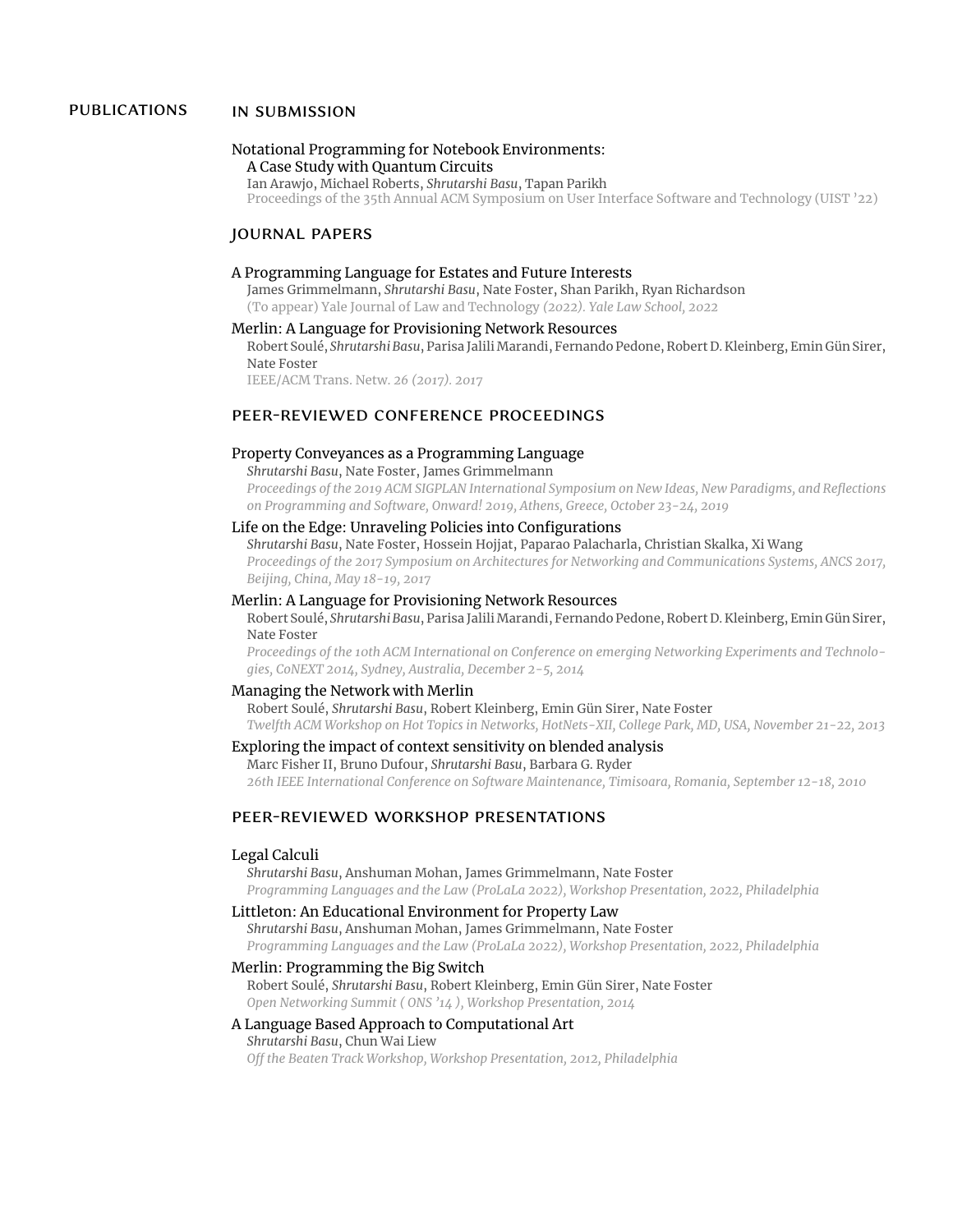# PUBLICATIONS

## IN SUBMISSION

Notational Programming for Notebook Environments:
A Case Study with Quantum Circuits
Ian Arawjo, Michael Roberts, *Shrutarshi Basu*, Tapan Parikh
Proceedings of the 35th Annual ACM Symposium on User Interface Software and Technology (UIST '22)

## JOURNAL PAPERS

A Programming Language for Estates and Future Interests
James Grimmelmann, *Shrutarshi Basu*, Nate Foster, Shan Parikh, Ryan Richardson
(To appear) Yale Journal of Law and Technology *(2022). Yale Law School, 2022*

Merlin: A Language for Provisioning Network Resources
Robert Soulé, *Shrutarshi Basu*, Parisa Jalili Marandi, Fernando Pedone, Robert D. Kleinberg, Emin Gün Sirer, Nate Foster
IEEE/ACM Trans. Netw. 26 *(2017). 2017*

## PEER-REVIEWED CONFERENCE PROCEEDINGS

Property Conveyances as a Programming Language
*Shrutarshi Basu*, Nate Foster, James Grimmelmann
*Proceedings of the 2019 ACM SIGPLAN International Symposium on New Ideas, New Paradigms, and Reflections on Programming and Software, Onward! 2019, Athens, Greece, October 23-24, 2019*

Life on the Edge: Unraveling Policies into Configurations
*Shrutarshi Basu*, Nate Foster, Hossein Hojjat, Paparao Palacharla, Christian Skalka, Xi Wang
*Proceedings of the 2017 Symposium on Architectures for Networking and Communications Systems, ANCS 2017, Beijing, China, May 18-19, 2017*

Merlin: A Language for Provisioning Network Resources
Robert Soulé, *Shrutarshi Basu*, Parisa Jalili Marandi, Fernando Pedone, Robert D. Kleinberg, Emin Gün Sirer, Nate Foster
*Proceedings of the 10th ACM International on Conference on emerging Networking Experiments and Technologies, CoNEXT 2014, Sydney, Australia, December 2-5, 2014*

Managing the Network with Merlin
Robert Soulé, *Shrutarshi Basu*, Robert Kleinberg, Emin Gün Sirer, Nate Foster
*Twelfth ACM Workshop on Hot Topics in Networks, HotNets-XII, College Park, MD, USA, November 21-22, 2013*

Exploring the impact of context sensitivity on blended analysis
Marc Fisher II, Bruno Dufour, *Shrutarshi Basu*, Barbara G. Ryder
*26th IEEE International Conference on Software Maintenance, Timisoara, Romania, September 12-18, 2010*

## PEER-REVIEWED WORKSHOP PRESENTATIONS

Legal Calculi
*Shrutarshi Basu*, Anshuman Mohan, James Grimmelmann, Nate Foster
*Programming Languages and the Law (ProLaLa 2022), Workshop Presentation, 2022, Philadelphia*

Littleton: An Educational Environment for Property Law
*Shrutarshi Basu*, Anshuman Mohan, James Grimmelmann, Nate Foster
*Programming Languages and the Law (ProLaLa 2022), Workshop Presentation, 2022, Philadelphia*

Merlin: Programming the Big Switch
Robert Soulé, *Shrutarshi Basu*, Robert Kleinberg, Emin Gün Sirer, Nate Foster
*Open Networking Summit ( ONS '14 ), Workshop Presentation, 2014*

A Language Based Approach to Computational Art
*Shrutarshi Basu*, Chun Wai Liew
*Off the Beaten Track Workshop, Workshop Presentation, 2012, Philadelphia*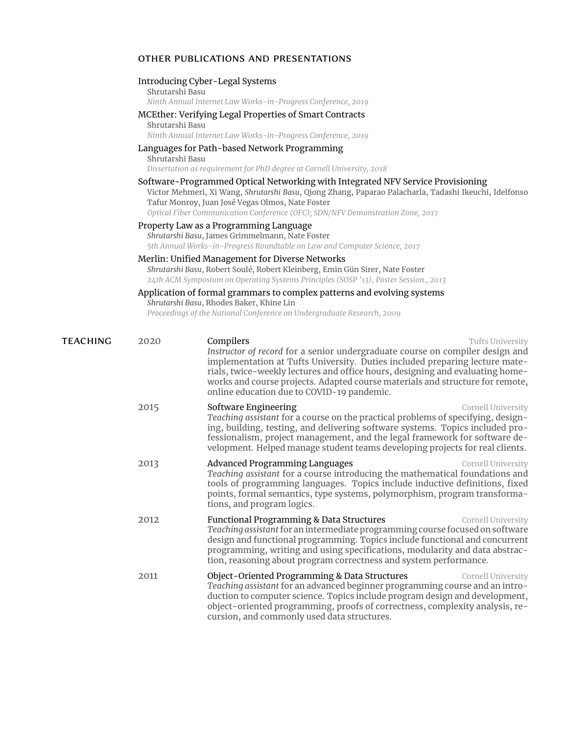## OTHER PUBLICATIONS AND PRESENTATIONS

**Introducing Cyber-Legal Systems**
Shrutarshi Basu
*Ninth Annual Internet Law Works-in-Progress Conference, 2019*

**MCEther: Verifying Legal Properties of Smart Contracts**
Shrutarshi Basu
*Ninth Annual Internet Law Works-in-Progress Conference, 2019*

**Languages for Path-based Network Programming**
Shrutarshi Basu
*Dissertation as requirement for PhD degree at Cornell University, 2018*

**Software-Programmed Optical Networking with Integrated NFV Service Provisioning**
Victor Mehmeri, Xi Wang, *Shrutarshi Basu*, Qiong Zhang, Paparao Palacharla, Tadashi Ikeuchi, Idelfonso Tafur Monroy, Juan José Vegas Olmos, Nate Foster
*Optical Fiber Communication Conference (OFC); SDN/NFV Demonstration Zone, 2017*

**Property Law as a Programming Language**
*Shrutarshi Basu*, James Grimmelmann, Nate Foster
*5th Annual Works-in-Progress Roundtable on Law and Computer Science, 2017*

**Merlin: Unified Management for Diverse Networks**
*Shrutarshi Basu*, Robert Soulé, Robert Kleinberg, Emin Gün Sirer, Nate Foster
*24th ACM Symposium on Operating Systems Principles (SOSP '13), Poster Session., 2013*

**Application of formal grammars to complex patterns and evolving systems**
*Shrutarshi Basu*, Rhodes Baker, Khine Lin
*Proceedings of the National Conference on Undergraduate Research, 2009*

## TEACHING

**2020 — Compilers** — Tufts University
*Instructor of record* for a senior undergraduate course on compiler design and implementation at Tufts University. Duties included preparing lecture materials, twice-weekly lectures and office hours, designing and evaluating homeworks and course projects. Adapted course materials and structure for remote, online education due to COVID-19 pandemic.

**2015 — Software Engineering** — Cornell University
*Teaching assistant* for a course on the practical problems of specifying, designing, building, testing, and delivering software systems. Topics included professionalism, project management, and the legal framework for software development. Helped manage student teams developing projects for real clients.

**2013 — Advanced Programming Languages** — Cornell University
*Teaching assistant* for a course introducing the mathematical foundations and tools of programming languages. Topics include inductive definitions, fixed points, formal semantics, type systems, polymorphism, program transformations, and program logics.

**2012 — Functional Programming & Data Structures** — Cornell University
*Teaching assistant* for an intermediate programming course focused on software design and functional programming. Topics include functional and concurrent programming, writing and using specifications, modularity and data abstraction, reasoning about program correctness and system performance.

**2011 — Object-Oriented Programming & Data Structures** — Cornell University
*Teaching assistant* for an advanced beginner programming course and an introduction to computer science. Topics include program design and development, object-oriented programming, proofs of correctness, complexity analysis, recursion, and commonly used data structures.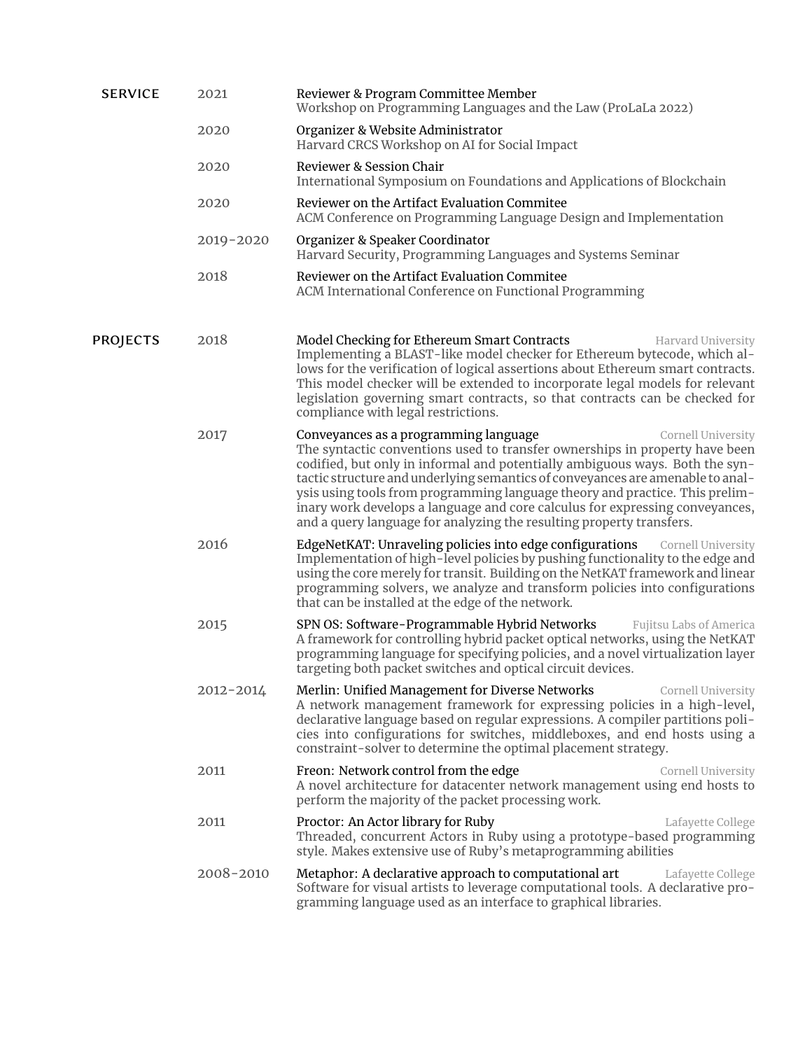## SERVICE

**2021** — Reviewer & Program Committee Member
Workshop on Programming Languages and the Law (ProLaLa 2022)

**2020** — Organizer & Website Administrator
Harvard CRCS Workshop on AI for Social Impact

**2020** — Reviewer & Session Chair
International Symposium on Foundations and Applications of Blockchain

**2020** — Reviewer on the Artifact Evaluation Commitee
ACM Conference on Programming Language Design and Implementation

**2019–2020** — Organizer & Speaker Coordinator
Harvard Security, Programming Languages and Systems Seminar

**2018** — Reviewer on the Artifact Evaluation Commitee
ACM International Conference on Functional Programming

## PROJECTS

**2018** — Model Checking for Ethereum Smart Contracts — *Harvard University*
Implementing a BLAST-like model checker for Ethereum bytecode, which allows for the verification of logical assertions about Ethereum smart contracts. This model checker will be extended to incorporate legal models for relevant legislation governing smart contracts, so that contracts can be checked for compliance with legal restrictions.

**2017** — Conveyances as a programming language — *Cornell University*
The syntactic conventions used to transfer ownerships in property have been codified, but only in informal and potentially ambiguous ways. Both the syntactic structure and underlying semantics of conveyances are amenable to analysis using tools from programming language theory and practice. This preliminary work develops a language and core calculus for expressing conveyances, and a query language for analyzing the resulting property transfers.

**2016** — EdgeNetKAT: Unraveling policies into edge configurations — *Cornell University*
Implementation of high-level policies by pushing functionality to the edge and using the core merely for transit. Building on the NetKAT framework and linear programming solvers, we analyze and transform policies into configurations that can be installed at the edge of the network.

**2015** — SPN OS: Software-Programmable Hybrid Networks — *Fujitsu Labs of America*
A framework for controlling hybrid packet optical networks, using the NetKAT programming language for specifying policies, and a novel virtualization layer targeting both packet switches and optical circuit devices.

**2012–2014** — Merlin: Unified Management for Diverse Networks — *Cornell University*
A network management framework for expressing policies in a high-level, declarative language based on regular expressions. A compiler partitions policies into configurations for switches, middleboxes, and end hosts using a constraint-solver to determine the optimal placement strategy.

**2011** — Freon: Network control from the edge — *Cornell University*
A novel architecture for datacenter network management using end hosts to perform the majority of the packet processing work.

**2011** — Proctor: An Actor library for Ruby — *Lafayette College*
Threaded, concurrent Actors in Ruby using a prototype-based programming style. Makes extensive use of Ruby's metaprogramming abilities

**2008–2010** — Metaphor: A declarative approach to computational art — *Lafayette College*
Software for visual artists to leverage computational tools. A declarative programming language used as an interface to graphical libraries.